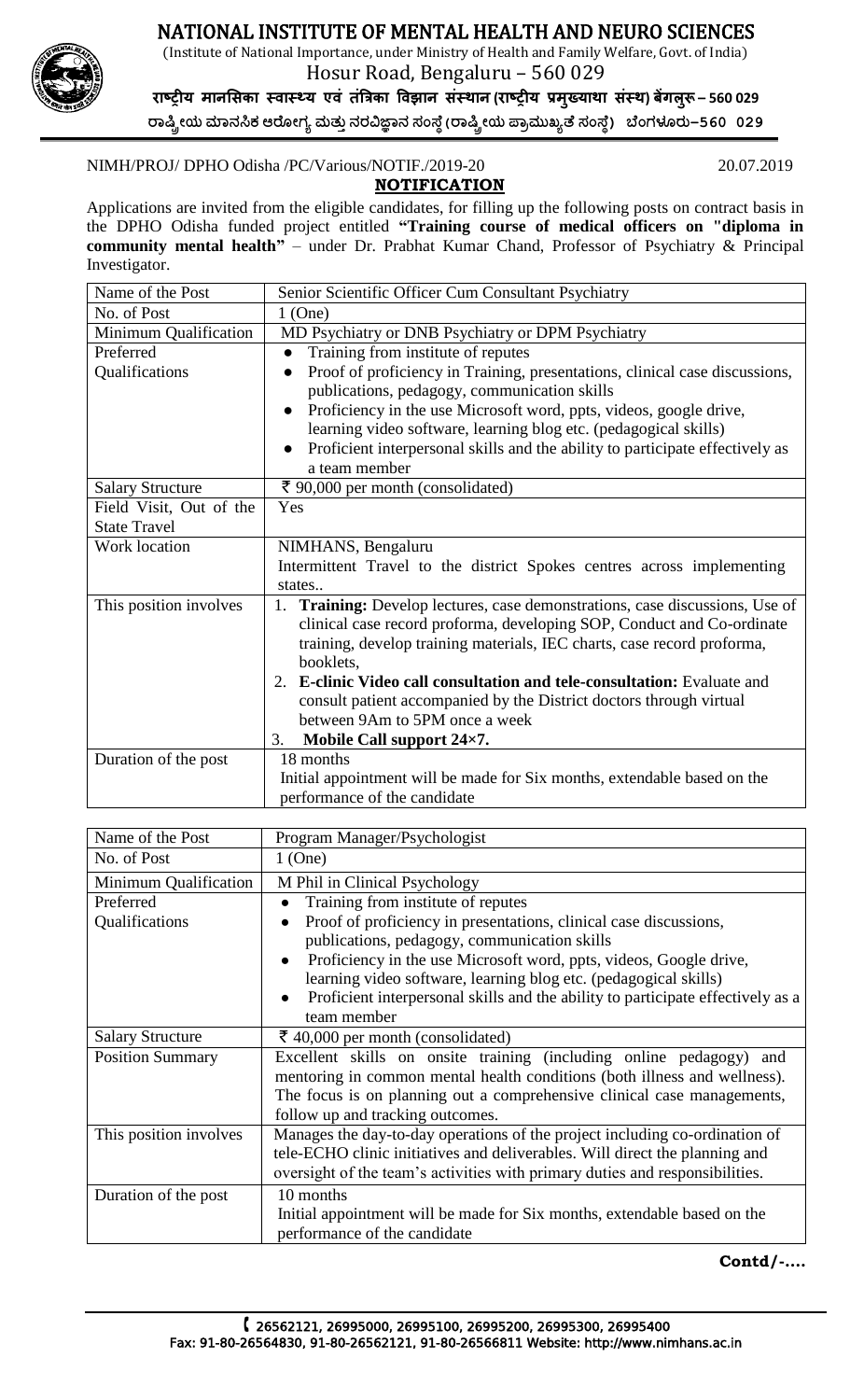# NATIONAL INSTITUTE OF MENTAL HEALTH AND NEURO SCIENCES

(Institute of National Importance, under Ministry of Health and Family Welfare, Govt. of India)

Hosur Road, Bengaluru – 560 029

राष्ट्रीय मानसिका स्वास्थ्य एवं तंत्रिका विज्ञान संस्थान (राष्ट्रीय प्रमुख्याथा संस्थ) बेंगलूरू – 560 029

ರಾಷ್ಟ್ರೀಯ ಮಾನಸಿಕ ಆರೋಗ್ಯ ಮತ್ತು ನರವಿಜ್ಞಾನ ಸಂಸ್ಥೆ (ರಾಷ್ಟ್ರೀಯ ಪ್ರಾಮುಖ್ಯತೆ ಸಂಸ್ಥೆ) ಬೆಂಗಳೂರು–560 029

NIMH/PROJ/ DPHO Odisha /PC/Various/NOTIF./2019-20 20.07.2019

## NOTIFICATION

Applications are invited from the eligible candidates, for filling up the following posts on contract basis in the DPHO Odisha funded project entitled **"Training course of medical officers on "diploma in community mental health"** – under Dr. Prabhat Kumar Chand, Professor of Psychiatry & Principal Investigator.

| Name of the Post | Senior Scientific Officer Cum Consultant Psychiatry |
|---|---|
| No. of Post | 1 (One) |
| Minimum Qualification | MD Psychiatry or DNB Psychiatry or DPM Psychiatry |
| Preferred Qualifications | • Training from institute of reputes<br>• Proof of proficiency in Training, presentations, clinical case discussions, publications, pedagogy, communication skills<br>• Proficiency in the use Microsoft word, ppts, videos, google drive, learning video software, learning blog etc. (pedagogical skills)<br>• Proficient interpersonal skills and the ability to participate effectively as a team member |
| Salary Structure | ₹ 90,000 per month (consolidated) |
| Field Visit, Out of the State Travel | Yes |
| Work location | NIMHANS, Bengaluru<br>Intermittent Travel to the district Spokes centres across implementing states.. |
| This position involves | 1. **Training:** Develop lectures, case demonstrations, case discussions, Use of clinical case record proforma, developing SOP, Conduct and Co-ordinate training, develop training materials, IEC charts, case record proforma, booklets,<br>2. **E-clinic Video call consultation and tele-consultation:** Evaluate and consult patient accompanied by the District doctors through virtual between 9Am to 5PM once a week<br>3. **Mobile Call support 24×7.** |
| Duration of the post | 18 months<br>Initial appointment will be made for Six months, extendable based on the performance of the candidate |

| Name of the Post | Program Manager/Psychologist |
|---|---|
| No. of Post | 1 (One) |
| Minimum Qualification | M Phil in Clinical Psychology |
| Preferred Qualifications | • Training from institute of reputes<br>• Proof of proficiency in presentations, clinical case discussions, publications, pedagogy, communication skills<br>• Proficiency in the use Microsoft word, ppts, videos, Google drive, learning video software, learning blog etc. (pedagogical skills)<br>• Proficient interpersonal skills and the ability to participate effectively as a team member |
| Salary Structure | ₹ 40,000 per month (consolidated) |
| Position Summary | Excellent skills on onsite training (including online pedagogy) and mentoring in common mental health conditions (both illness and wellness). The focus is on planning out a comprehensive clinical case managements, follow up and tracking outcomes. |
| This position involves | Manages the day-to-day operations of the project including co-ordination of tele-ECHO clinic initiatives and deliverables. Will direct the planning and oversight of the team's activities with primary duties and responsibilities. |
| Duration of the post | 10 months<br>Initial appointment will be made for Six months, extendable based on the performance of the candidate |

**Contd/-....**

26562121, 26995000, 26995100, 26995200, 26995300, 26995400
Fax: 91-80-26564830, 91-80-26562121, 91-80-26566811 Website: http://www.nimhans.ac.in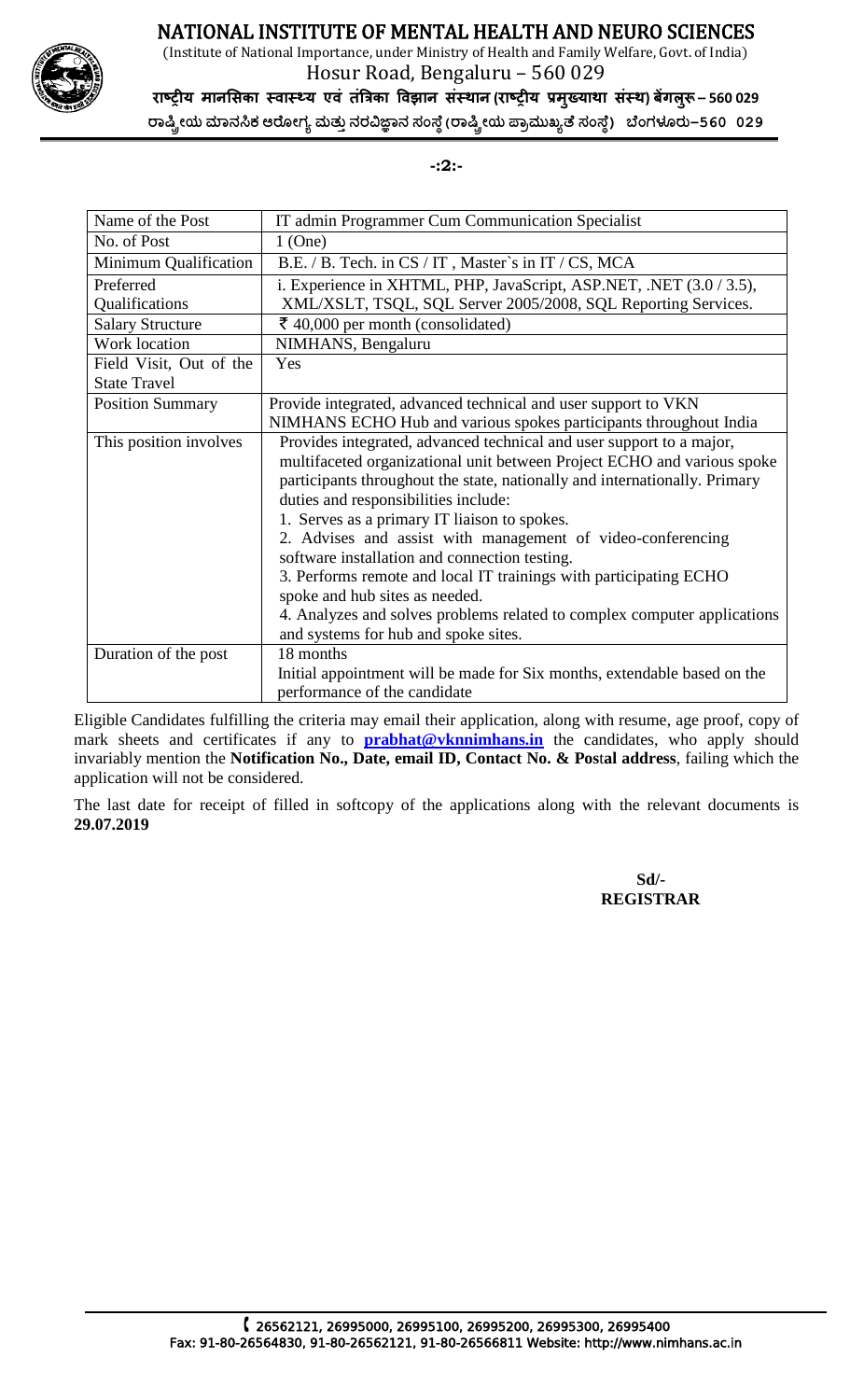-:2:-

| | |
|---|---|
| Name of the Post | IT admin Programmer Cum Communication Specialist |
| No. of Post | 1 (One) |
| Minimum Qualification | B.E. / B. Tech. in CS / IT , Master`s in IT / CS, MCA |
| Preferred Qualifications | i. Experience in XHTML, PHP, JavaScript, ASP.NET, .NET (3.0 / 3.5), XML/XSLT, TSQL, SQL Server 2005/2008, SQL Reporting Services. |
| Salary Structure | ₹ 40,000 per month (consolidated) |
| Work location | NIMHANS, Bengaluru |
| Field Visit, Out of the State Travel | Yes |
| Position Summary | Provide integrated, advanced technical and user support to VKN NIMHANS ECHO Hub and various spokes participants throughout India |
| This position involves | Provides integrated, advanced technical and user support to a major, multifaceted organizational unit between Project ECHO and various spoke participants throughout the state, nationally and internationally. Primary duties and responsibilities include:<br>1. Serves as a primary IT liaison to spokes.<br>2. Advises and assist with management of video-conferencing software installation and connection testing.<br>3. Performs remote and local IT trainings with participating ECHO spoke and hub sites as needed.<br>4. Analyzes and solves problems related to complex computer applications and systems for hub and spoke sites. |
| Duration of the post | 18 months<br>Initial appointment will be made for Six months, extendable based on the performance of the candidate |

Eligible Candidates fulfilling the criteria may email their application, along with resume, age proof, copy of mark sheets and certificates if any to **prabhat@vknnimhans.in** the candidates, who apply should invariably mention the **Notification No., Date, email ID, Contact No. & Postal address**, failing which the application will not be considered.

The last date for receipt of filled in softcopy of the applications along with the relevant documents is **29.07.2019**

**Sd/-**
**REGISTRAR**